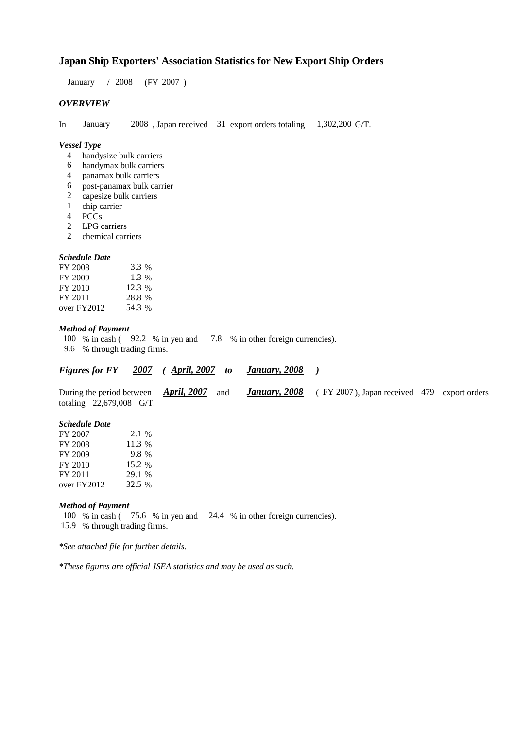# Japan Ship Exporters' Association Statistics for New Export Ship Orders

January / 2008 (FY 2007 )

## *OVERVIEW*

In January 2008 , Japan received 31 export orders totaling 1,302,200 G/T.

### *Vessel Type*

- 4 handysize bulk carriers
- 6 handymax bulk carriers
- 4 panamax bulk carriers
- 6 post-panamax bulk carrier
- 2 capesize bulk carriers
- 1 chip carrier
- 4 PCCs
- 2 LPG carriers
- 2 chemical carriers

### *Schedule Date*

| | |
|---|---|
| FY 2008 | 3.3 % |
| FY 2009 | 1.3 % |
| FY 2010 | 12.3 % |
| FY 2011 | 28.8 % |
| over FY2012 | 54.3 % |

### *Method of Payment*

100 % in cash ( 92.2 % in yen and 7.8 % in other foreign currencies).
9.6 % through trading firms.

## *Figures for FY 2007 ( April, 2007 to January, 2008 )*

During the period between ***April, 2007*** and ***January, 2008*** ( FY 2007 ), Japan received 479 export orders totaling 22,679,008 G/T.

### *Schedule Date*

| | |
|---|---|
| FY 2007 | 2.1 % |
| FY 2008 | 11.3 % |
| FY 2009 | 9.8 % |
| FY 2010 | 15.2 % |
| FY 2011 | 29.1 % |
| over FY2012 | 32.5 % |

### *Method of Payment*

100 % in cash ( 75.6 % in yen and 24.4 % in other foreign currencies).
15.9 % through trading firms.

*\*See attached file for further details.*

*\*These figures are official JSEA statistics and may be used as such.*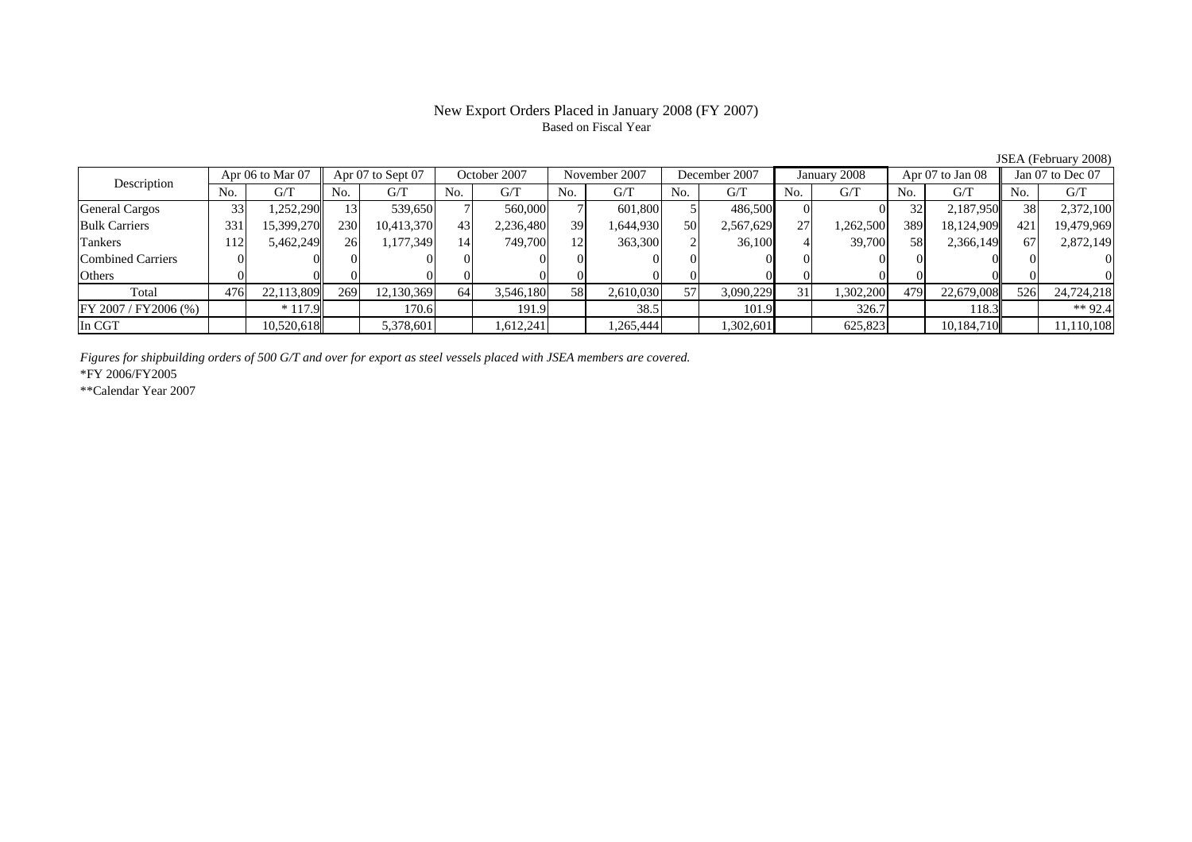# New Export Orders Placed in January 2008 (FY 2007)

Based on Fiscal Year

JSEA (February 2008)

| Description | Apr 06 to Mar 07 | | Apr 07 to Sept 07 | | October 2007 | | November 2007 | | December 2007 | | January 2008 | | Apr 07 to Jan 08 | | Jan 07 to Dec 07 | |
|---|---|---|---|---|---|---|---|---|---|---|---|---|---|---|---|---|
| | No. | G/T | No. | G/T | No. | G/T | No. | G/T | No. | G/T | No. | G/T | No. | G/T | No. | G/T |
| General Cargos | 33 | 1,252,290 | 13 | 539,650 | 7 | 560,000 | 7 | 601,800 | 5 | 486,500 | 0 | 0 | 32 | 2,187,950 | 38 | 2,372,100 |
| Bulk Carriers | 331 | 15,399,270 | 230 | 10,413,370 | 43 | 2,236,480 | 39 | 1,644,930 | 50 | 2,567,629 | 27 | 1,262,500 | 389 | 18,124,909 | 421 | 19,479,969 |
| Tankers | 112 | 5,462,249 | 26 | 1,177,349 | 14 | 749,700 | 12 | 363,300 | 2 | 36,100 | 4 | 39,700 | 58 | 2,366,149 | 67 | 2,872,149 |
| Combined Carriers | 0 | 0 | 0 | 0 | 0 | 0 | 0 | 0 | 0 | 0 | 0 | 0 | 0 | 0 | 0 | 0 |
| Others | 0 | 0 | 0 | 0 | 0 | 0 | 0 | 0 | 0 | 0 | 0 | 0 | 0 | 0 | 0 | 0 |
| Total | 476 | 22,113,809 | 269 | 12,130,369 | 64 | 3,546,180 | 58 | 2,610,030 | 57 | 3,090,229 | 31 | 1,302,200 | 479 | 22,679,008 | 526 | 24,724,218 |
| FY 2007 / FY2006 (%) | | * 117.9 | | 170.6 | | 191.9 | | 38.5 | | 101.9 | | 326.7 | | 118.3 | | ** 92.4 |
| In CGT | | 10,520,618 | | 5,378,601 | | 1,612,241 | | 1,265,444 | | 1,302,601 | | 625,823 | | 10,184,710 | | 11,110,108 |

*Figures for shipbuilding orders of 500 G/T and over for export as steel vessels placed with JSEA members are covered.*

*FY 2006/FY2005

**Calendar Year 2007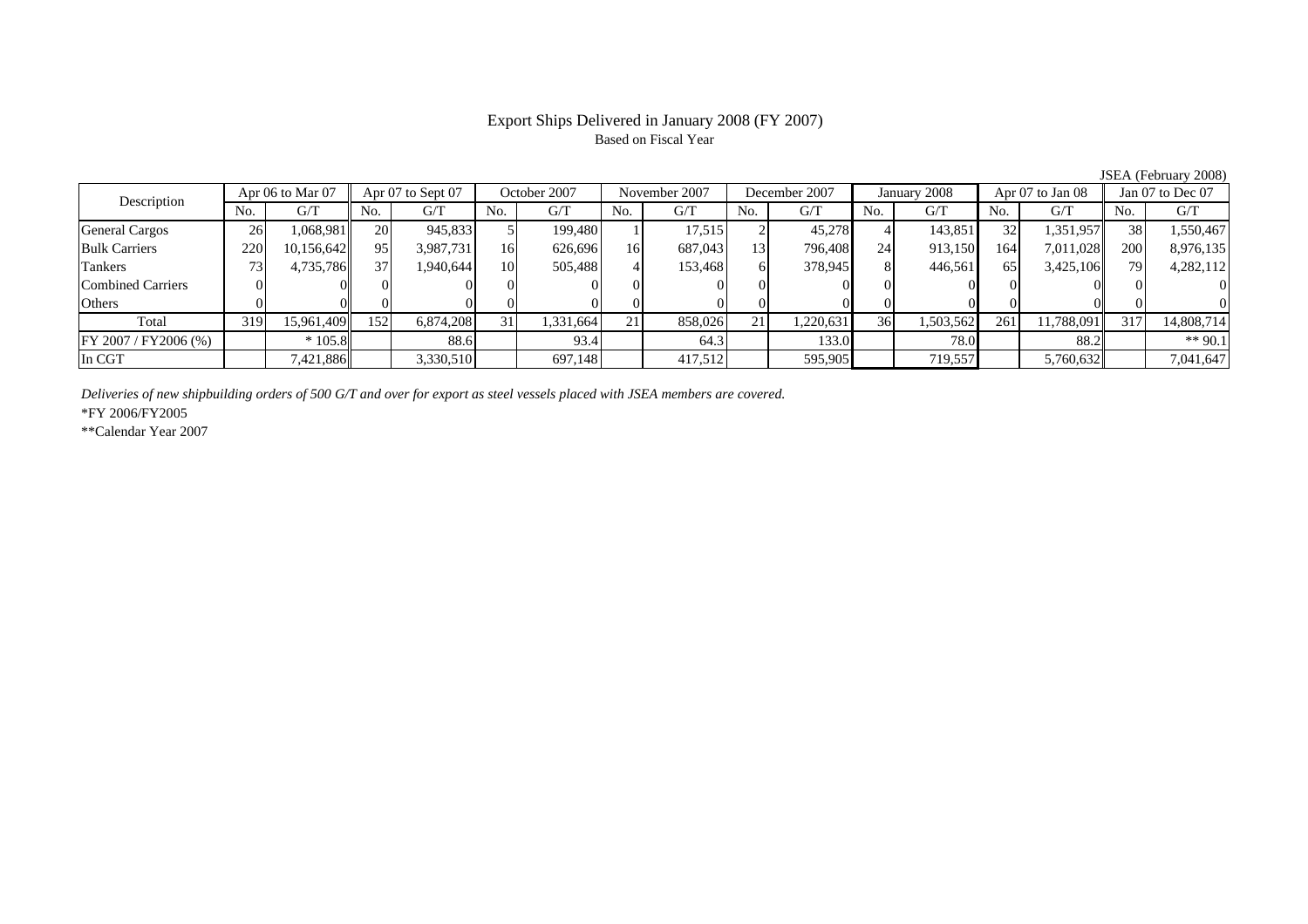# Export Ships Delivered in January 2008 (FY 2007)

Based on Fiscal Year

JSEA (February 2008)

| Description | Apr 06 to Mar 07 | | Apr 07 to Sept 07 | | October 2007 | | November 2007 | | December 2007 | | January 2008 | | Apr 07 to Jan 08 | | Jan 07 to Dec 07 | |
|---|---|---|---|---|---|---|---|---|---|---|---|---|---|---|---|---|
| | No. | G/T | No. | G/T | No. | G/T | No. | G/T | No. | G/T | No. | G/T | No. | G/T | No. | G/T |
| General Cargos | 26 | 1,068,981 | 20 | 945,833 | 5 | 199,480 | 1 | 17,515 | 2 | 45,278 | 4 | 143,851 | 32 | 1,351,957 | 38 | 1,550,467 |
| Bulk Carriers | 220 | 10,156,642 | 95 | 3,987,731 | 16 | 626,696 | 16 | 687,043 | 13 | 796,408 | 24 | 913,150 | 164 | 7,011,028 | 200 | 8,976,135 |
| Tankers | 73 | 4,735,786 | 37 | 1,940,644 | 10 | 505,488 | 4 | 153,468 | 6 | 378,945 | 8 | 446,561 | 65 | 3,425,106 | 79 | 4,282,112 |
| Combined Carriers | 0 | 0 | 0 | 0 | 0 | 0 | 0 | 0 | 0 | 0 | 0 | 0 | 0 | 0 | 0 | 0 |
| Others | 0 | 0 | 0 | 0 | 0 | 0 | 0 | 0 | 0 | 0 | 0 | 0 | 0 | 0 | 0 | 0 |
| Total | 319 | 15,961,409 | 152 | 6,874,208 | 31 | 1,331,664 | 21 | 858,026 | 21 | 1,220,631 | 36 | 1,503,562 | 261 | 11,788,091 | 317 | 14,808,714 |
| FY 2007 / FY2006 (%) | | * 105.8 | | 88.6 | | 93.4 | | 64.3 | | 133.0 | | 78.0 | | 88.2 | | ** 90.1 |
| In CGT | | 7,421,886 | | 3,330,510 | | 697,148 | | 417,512 | | 595,905 | | 719,557 | | 5,760,632 | | 7,041,647 |

*Deliveries of new shipbuilding orders of 500 G/T and over for export as steel vessels placed with JSEA members are covered.*

*FY 2006/FY2005

**Calendar Year 2007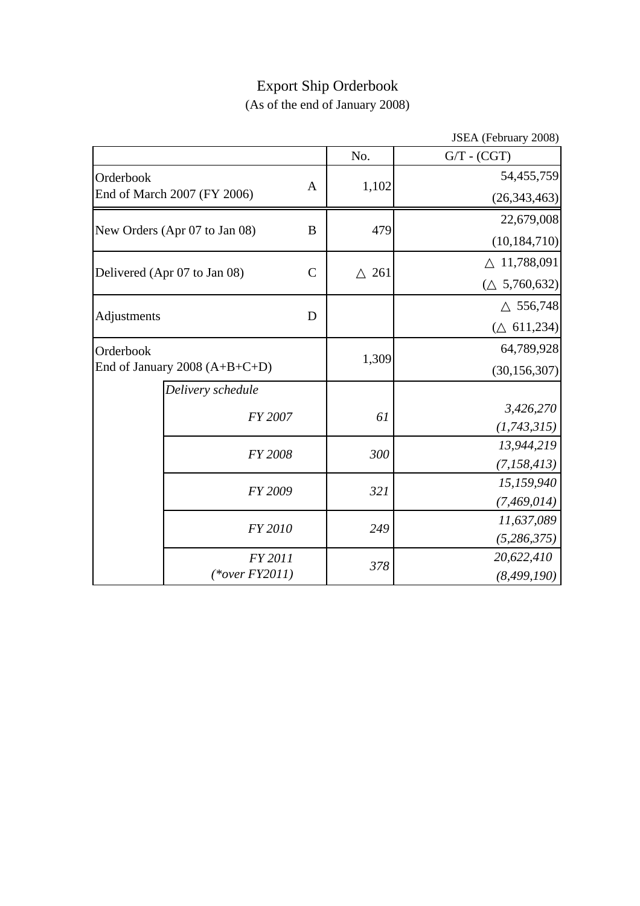# Export Ship Orderbook

(As of the end of January 2008)

JSEA (February 2008)

| | | | No. | G/T - (CGT) |
|---|---|---|---|---|
| Orderbook<br>End of March 2007 (FY 2006) | | A | 1,102 | 54,455,759<br>(26,343,463) |
| New Orders (Apr 07 to Jan 08) | | B | 479 | 22,679,008<br>(10,184,710) |
| Delivered (Apr 07 to Jan 08) | | C | △ 261 | △ 11,788,091<br>(△ 5,760,632) |
| Adjustments | | D | | △ 556,748<br>(△ 611,234) |
| Orderbook<br>End of January 2008 (A+B+C+D) | | | 1,309 | 64,789,928<br>(30,156,307) |
| | *Delivery schedule* | | | |
| | *FY 2007* | | *61* | *3,426,270*<br>*(1,743,315)* |
| | *FY 2008* | | *300* | *13,944,219*<br>*(7,158,413)* |
| | *FY 2009* | | *321* | *15,159,940*<br>*(7,469,014)* |
| | *FY 2010* | | *249* | *11,637,089*<br>*(5,286,375)* |
| | *FY 2011*<br>*(*over FY2011)* | | *378* | *20,622,410*<br>*(8,499,190)* |